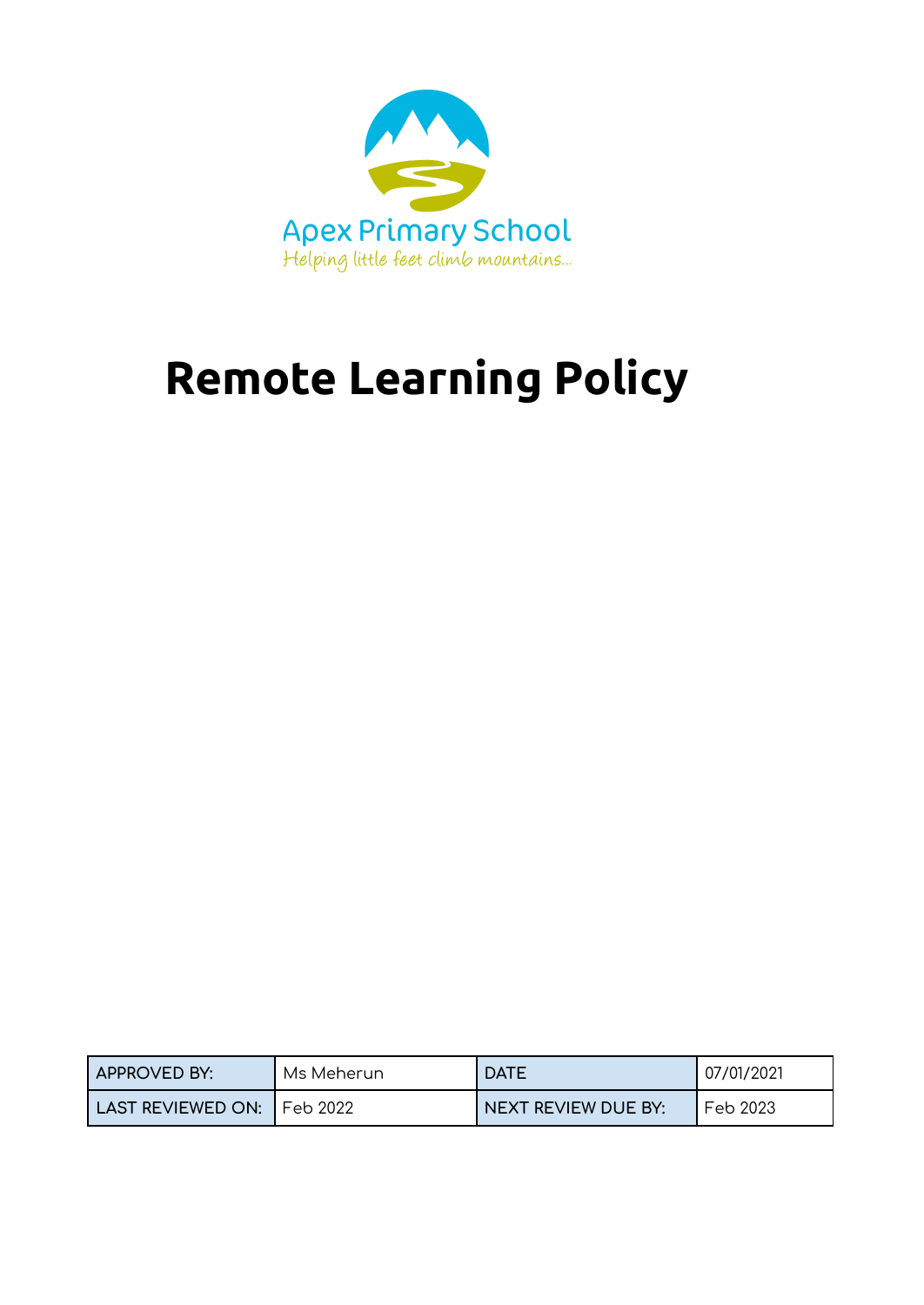Apex Primary School

*Helping little feet climb mountains...*

# Remote Learning Policy

| APPROVED BY: | Ms Meherun | DATE | 07/01/2021 |
|---|---|---|---|
| LAST REVIEWED ON: | Feb 2022 | NEXT REVIEW DUE BY: | Feb 2023 |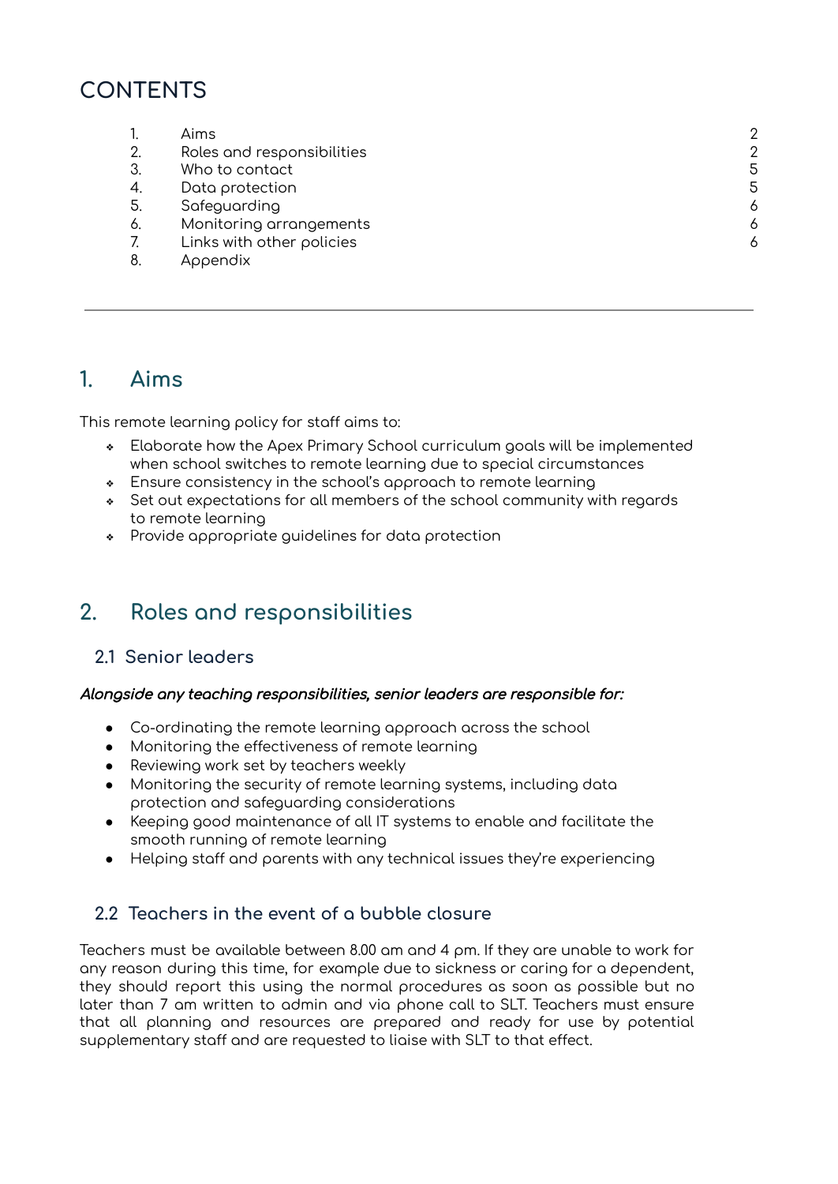# CONTENTS

| | | |
|---|---|---|
| 1. | Aims | 2 |
| 2. | Roles and responsibilities | 2 |
| 3. | Who to contact | 5 |
| 4. | Data protection | 5 |
| 5. | Safeguarding | 6 |
| 6. | Monitoring arrangements | 6 |
| 7. | Links with other policies | 6 |
| 8. | Appendix | |

---

## 1. Aims

This remote learning policy for staff aims to:

- Elaborate how the Apex Primary School curriculum goals will be implemented when school switches to remote learning due to special circumstances
- Ensure consistency in the school's approach to remote learning
- Set out expectations for all members of the school community with regards to remote learning
- Provide appropriate guidelines for data protection

## 2. Roles and responsibilities

### 2.1 Senior leaders

***Alongside any teaching responsibilities, senior leaders are responsible for:***

- Co-ordinating the remote learning approach across the school
- Monitoring the effectiveness of remote learning
- Reviewing work set by teachers weekly
- Monitoring the security of remote learning systems, including data protection and safeguarding considerations
- Keeping good maintenance of all IT systems to enable and facilitate the smooth running of remote learning
- Helping staff and parents with any technical issues they're experiencing

### 2.2 Teachers in the event of a bubble closure

Teachers must be available between 8.00 am and 4 pm. If they are unable to work for any reason during this time, for example due to sickness or caring for a dependent, they should report this using the normal procedures as soon as possible but no later than 7 am written to admin and via phone call to SLT. Teachers must ensure that all planning and resources are prepared and ready for use by potential supplementary staff and are requested to liaise with SLT to that effect.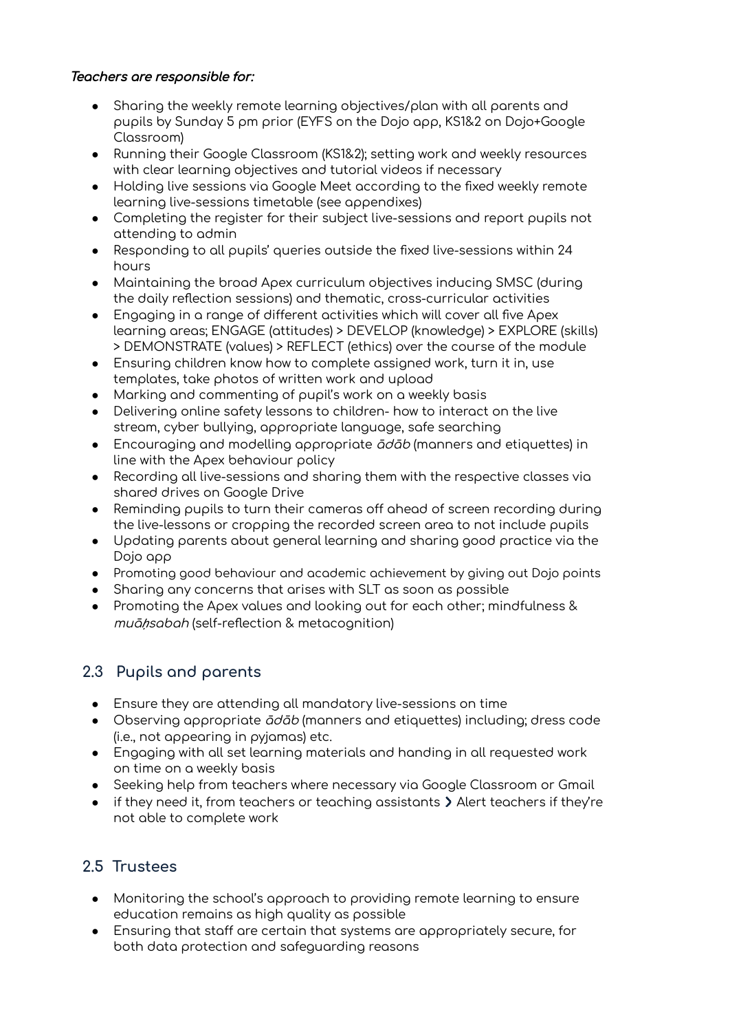***Teachers are responsible for:***

- Sharing the weekly remote learning objectives/plan with all parents and pupils by Sunday 5 pm prior (EYFS on the Dojo app, KS1&2 on Dojo+Google Classroom)
- Running their Google Classroom (KS1&2); setting work and weekly resources with clear learning objectives and tutorial videos if necessary
- Holding live sessions via Google Meet according to the fixed weekly remote learning live-sessions timetable (see appendixes)
- Completing the register for their subject live-sessions and report pupils not attending to admin
- Responding to all pupils' queries outside the fixed live-sessions within 24 hours
- Maintaining the broad Apex curriculum objectives inducing SMSC (during the daily reflection sessions) and thematic, cross-curricular activities
- Engaging in a range of different activities which will cover all five Apex learning areas; ENGAGE (attitudes) > DEVELOP (knowledge) > EXPLORE (skills) > DEMONSTRATE (values) > REFLECT (ethics) over the course of the module
- Ensuring children know how to complete assigned work, turn it in, use templates, take photos of written work and upload
- Marking and commenting of pupil's work on a weekly basis
- Delivering online safety lessons to children- how to interact on the live stream, cyber bullying, appropriate language, safe searching
- Encouraging and modelling appropriate *ādāb* (manners and etiquettes) in line with the Apex behaviour policy
- Recording all live-sessions and sharing them with the respective classes via shared drives on Google Drive
- Reminding pupils to turn their cameras off ahead of screen recording during the live-lessons or cropping the recorded screen area to not include pupils
- Updating parents about general learning and sharing good practice via the Dojo app
- Promoting good behaviour and academic achievement by giving out Dojo points
- Sharing any concerns that arises with SLT as soon as possible
- Promoting the Apex values and looking out for each other; mindfulness & *muāḥsabah* (self-reflection & metacognition)

## 2.3 Pupils and parents

- Ensure they are attending all mandatory live-sessions on time
- Observing appropriate *ādāb* (manners and etiquettes) including; dress code (i.e., not appearing in pyjamas) etc.
- Engaging with all set learning materials and handing in all requested work on time on a weekly basis
- Seeking help from teachers where necessary via Google Classroom or Gmail
- if they need it, from teachers or teaching assistants › Alert teachers if they're not able to complete work

## 2.5 Trustees

- Monitoring the school's approach to providing remote learning to ensure education remains as high quality as possible
- Ensuring that staff are certain that systems are appropriately secure, for both data protection and safeguarding reasons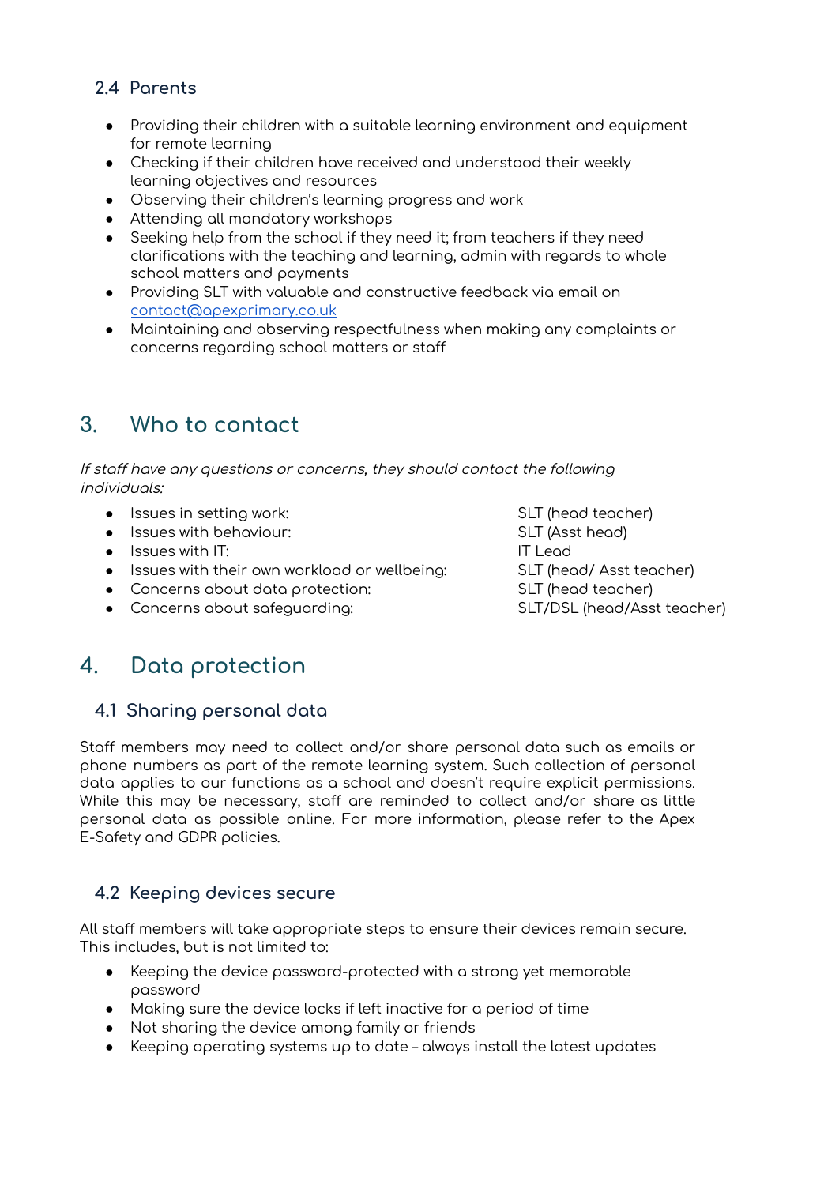### 2.4 Parents

- Providing their children with a suitable learning environment and equipment for remote learning
- Checking if their children have received and understood their weekly learning objectives and resources
- Observing their children's learning progress and work
- Attending all mandatory workshops
- Seeking help from the school if they need it; from teachers if they need clarifications with the teaching and learning, admin with regards to whole school matters and payments
- Providing SLT with valuable and constructive feedback via email on [contact@apexprimary.co.uk](mailto:contact@apexprimary.co.uk)
- Maintaining and observing respectfulness when making any complaints or concerns regarding school matters or staff

## 3. Who to contact

*If staff have any questions or concerns, they should contact the following individuals:*

- Issues in setting work: SLT (head teacher)
- Issues with behaviour: SLT (Asst head)
- Issues with IT: IT Lead
- Issues with their own workload or wellbeing: SLT (head/ Asst teacher)
- Concerns about data protection: SLT (head teacher)
- Concerns about safeguarding: SLT/DSL (head/Asst teacher)

## 4. Data protection

### 4.1 Sharing personal data

Staff members may need to collect and/or share personal data such as emails or phone numbers as part of the remote learning system. Such collection of personal data applies to our functions as a school and doesn't require explicit permissions. While this may be necessary, staff are reminded to collect and/or share as little personal data as possible online. For more information, please refer to the Apex E-Safety and GDPR policies.

### 4.2 Keeping devices secure

All staff members will take appropriate steps to ensure their devices remain secure. This includes, but is not limited to:

- Keeping the device password-protected with a strong yet memorable password
- Making sure the device locks if left inactive for a period of time
- Not sharing the device among family or friends
- Keeping operating systems up to date – always install the latest updates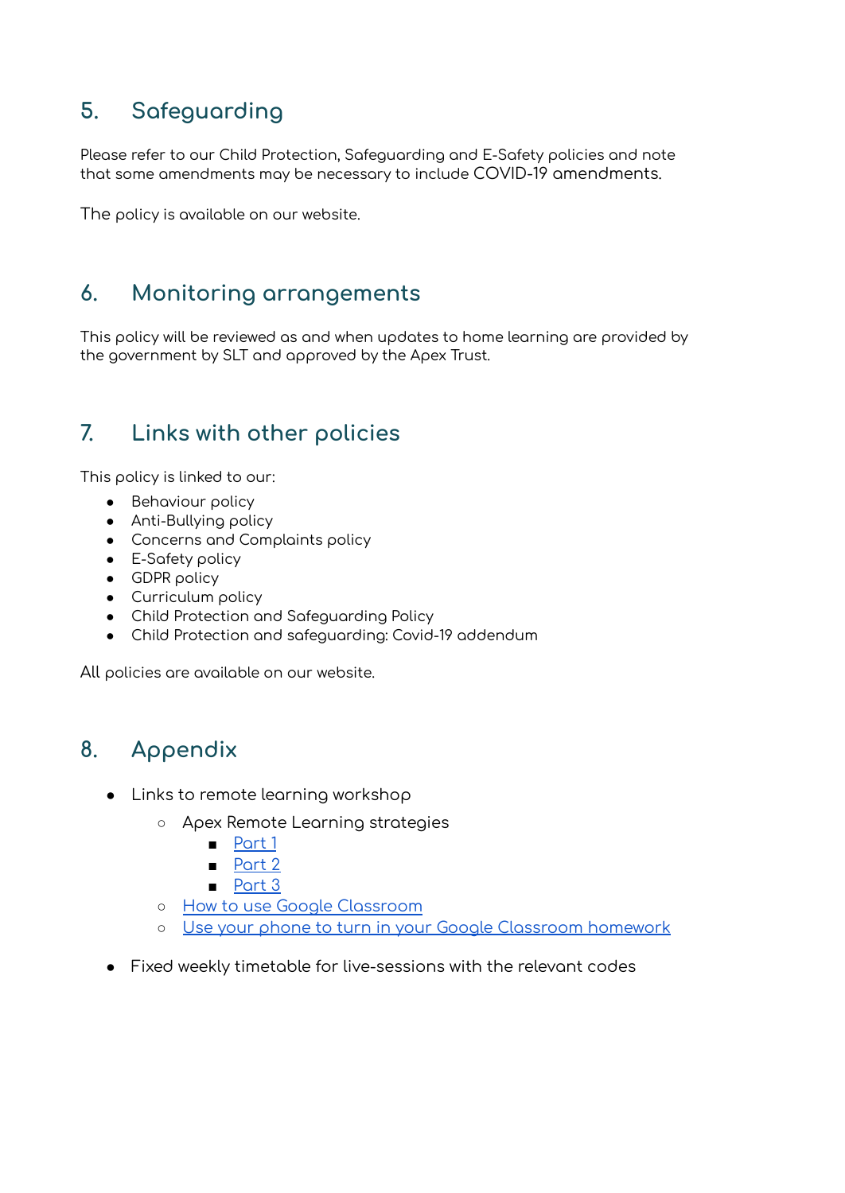## 5. Safeguarding

Please refer to our Child Protection, Safeguarding and E-Safety policies and note that some amendments may be necessary to include COVID-19 amendments.

The policy is available on our website.

## 6. Monitoring arrangements

This policy will be reviewed as and when updates to home learning are provided by the government by SLT and approved by the Apex Trust.

## 7. Links with other policies

This policy is linked to our:

- Behaviour policy
- Anti-Bullying policy
- Concerns and Complaints policy
- E-Safety policy
- GDPR policy
- Curriculum policy
- Child Protection and Safeguarding Policy
- Child Protection and safeguarding: Covid-19 addendum

All policies are available on our website.

## 8. Appendix

- Links to remote learning workshop
  - Apex Remote Learning strategies
    - Part 1
    - Part 2
    - Part 3
  - How to use Google Classroom
  - Use your phone to turn in your Google Classroom homework
- Fixed weekly timetable for live-sessions with the relevant codes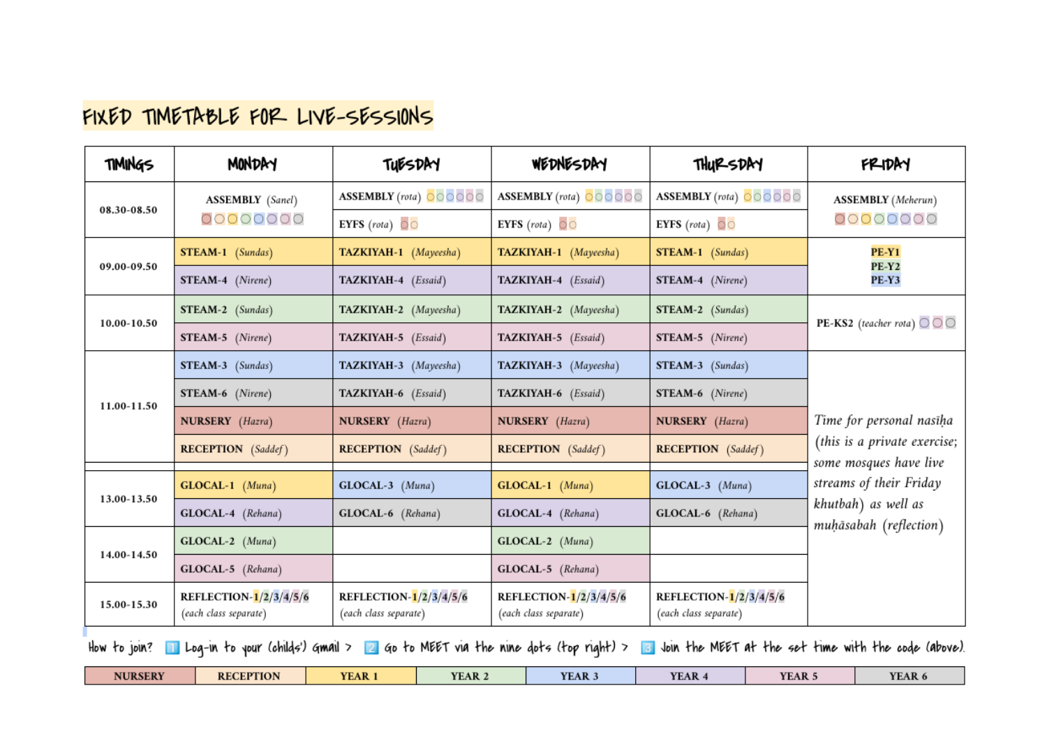# FIXED TIMETABLE FOR LIVE-SESSIONS

| TIMINGS | MONDAY | TUESDAY | WEDNESDAY | THURSDAY | FRIDAY |
|---|---|---|---|---|---|
| 08.30-08.50 | ASSEMBLY (*Sanel*) | ASSEMBLY (*rota*) | ASSEMBLY (*rota*) | ASSEMBLY (*rota*) | ASSEMBLY (*Meherun*) |
| | | EYFS (*rota*) | EYFS (*rota*) | EYFS (*rota*) | |
| 09.00-09.50 | STEAM-1 (*Sundas*) | TAZKIYAH-1 (*Mayeesha*) | TAZKIYAH-1 (*Mayeesha*) | STEAM-1 (*Sundas*) | PE-Y1 PE-Y2 PE-Y3 |
| | STEAM-4 (*Nirene*) | TAZKIYAH-4 (*Essaid*) | TAZKIYAH-4 (*Essaid*) | STEAM-4 (*Nirene*) | |
| 10.00-10.50 | STEAM-2 (*Sundas*) | TAZKIYAH-2 (*Mayeesha*) | TAZKIYAH-2 (*Mayeesha*) | STEAM-2 (*Sundas*) | PE-KS2 (*teacher rota*) |
| | STEAM-5 (*Nirene*) | TAZKIYAH-5 (*Essaid*) | TAZKIYAH-5 (*Essaid*) | STEAM-5 (*Nirene*) | |
| 11.00-11.50 | STEAM-3 (*Sundas*) | TAZKIYAH-3 (*Mayeesha*) | TAZKIYAH-3 (*Mayeesha*) | STEAM-3 (*Sundas*) | *Time for personal nasīḥa (this is a private exercise; some mosques have live streams of their Friday khutbah) as well as muḥāsabah (reflection)* |
| | STEAM-6 (*Nirene*) | TAZKIYAH-6 (*Essaid*) | TAZKIYAH-6 (*Essaid*) | STEAM-6 (*Nirene*) | |
| | NURSERY (*Hazra*) | NURSERY (*Hazra*) | NURSERY (*Hazra*) | NURSERY (*Hazra*) | |
| | RECEPTION (*Saddef*) | RECEPTION (*Saddef*) | RECEPTION (*Saddef*) | RECEPTION (*Saddef*) | |
| 13.00-13.50 | GLOCAL-1 (*Muna*) | GLOCAL-3 (*Muna*) | GLOCAL-1 (*Muna*) | GLOCAL-3 (*Muna*) | |
| | GLOCAL-4 (*Rehana*) | GLOCAL-6 (*Rehana*) | GLOCAL-4 (*Rehana*) | GLOCAL-6 (*Rehana*) | |
| 14.00-14.50 | GLOCAL-2 (*Muna*) | | GLOCAL-2 (*Muna*) | | |
| | GLOCAL-5 (*Rehana*) | | GLOCAL-5 (*Rehana*) | | |
| 15.00-15.30 | REFLECTION-1/2/3/4/5/6 (*each class separate*) | REFLECTION-1/2/3/4/5/6 (*each class separate*) | REFLECTION-1/2/3/4/5/6 (*each class separate*) | REFLECTION-1/2/3/4/5/6 (*each class separate*) | |

How to join? 1️⃣ Log-in to your (childs') Gmail > 2️⃣ Go to MEET via the nine dots (top right) > 3️⃣ Join the MEET at the set time with the code (above).

| NURSERY | RECEPTION | YEAR 1 | YEAR 2 | YEAR 3 | YEAR 4 | YEAR 5 | YEAR 6 |
|---|---|---|---|---|---|---|---|